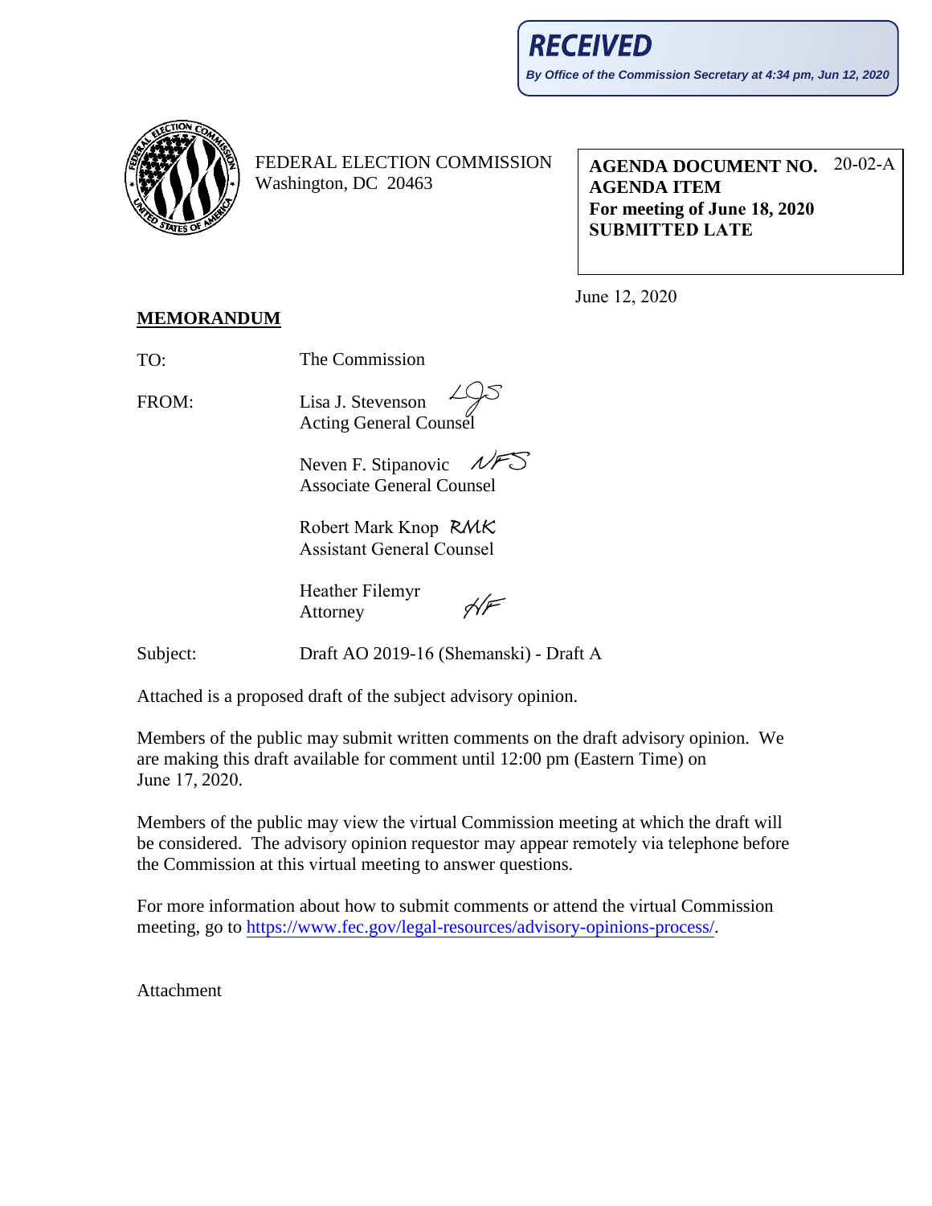**RECEIVED**

*By Office of the Commission Secretary at 4:34 pm, Jun 12, 2020*

FEDERAL ELECTION COMMISSION
Washington, DC 20463

**AGENDA DOCUMENT NO.** 20-02-A
**AGENDA ITEM**
**For meeting of June 18, 2020**
**SUBMITTED LATE**

June 12, 2020

**MEMORANDUM**

TO: The Commission

FROM: Lisa J. Stevenson LJS
Acting General Counsel

Neven F. Stipanovic NFS
Associate General Counsel

Robert Mark Knop RMK
Assistant General Counsel

Heather Filemyr HF
Attorney

Subject: Draft AO 2019-16 (Shemanski) - Draft A

Attached is a proposed draft of the subject advisory opinion.

Members of the public may submit written comments on the draft advisory opinion. We are making this draft available for comment until 12:00 pm (Eastern Time) on June 17, 2020.

Members of the public may view the virtual Commission meeting at which the draft will be considered. The advisory opinion requestor may appear remotely via telephone before the Commission at this virtual meeting to answer questions.

For more information about how to submit comments or attend the virtual Commission meeting, go to https://www.fec.gov/legal-resources/advisory-opinions-process/.

Attachment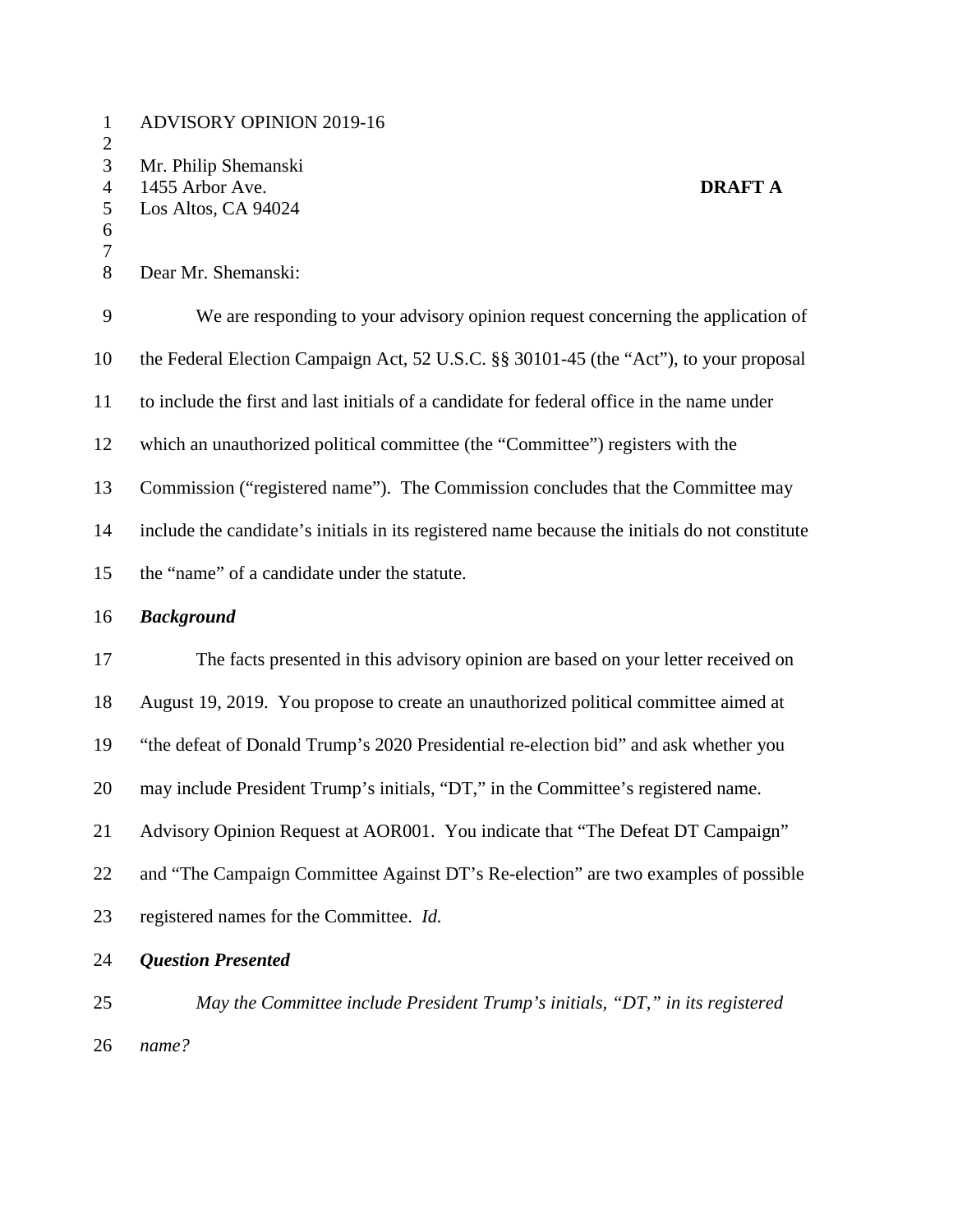ADVISORY OPINION 2019-16

Mr. Philip Shemanski
1455 Arbor Ave.
Los Altos, CA 94024

**DRAFT A**

Dear Mr. Shemanski:

We are responding to your advisory opinion request concerning the application of the Federal Election Campaign Act, 52 U.S.C. §§ 30101-45 (the "Act"), to your proposal to include the first and last initials of a candidate for federal office in the name under which an unauthorized political committee (the "Committee") registers with the Commission ("registered name"). The Commission concludes that the Committee may include the candidate's initials in its registered name because the initials do not constitute the "name" of a candidate under the statute.

***Background***

The facts presented in this advisory opinion are based on your letter received on August 19, 2019. You propose to create an unauthorized political committee aimed at "the defeat of Donald Trump's 2020 Presidential re-election bid" and ask whether you may include President Trump's initials, "DT," in the Committee's registered name. Advisory Opinion Request at AOR001. You indicate that "The Defeat DT Campaign" and "The Campaign Committee Against DT's Re-election" are two examples of possible registered names for the Committee. *Id.*

***Question Presented***

*May the Committee include President Trump's initials, "DT," in its registered name?*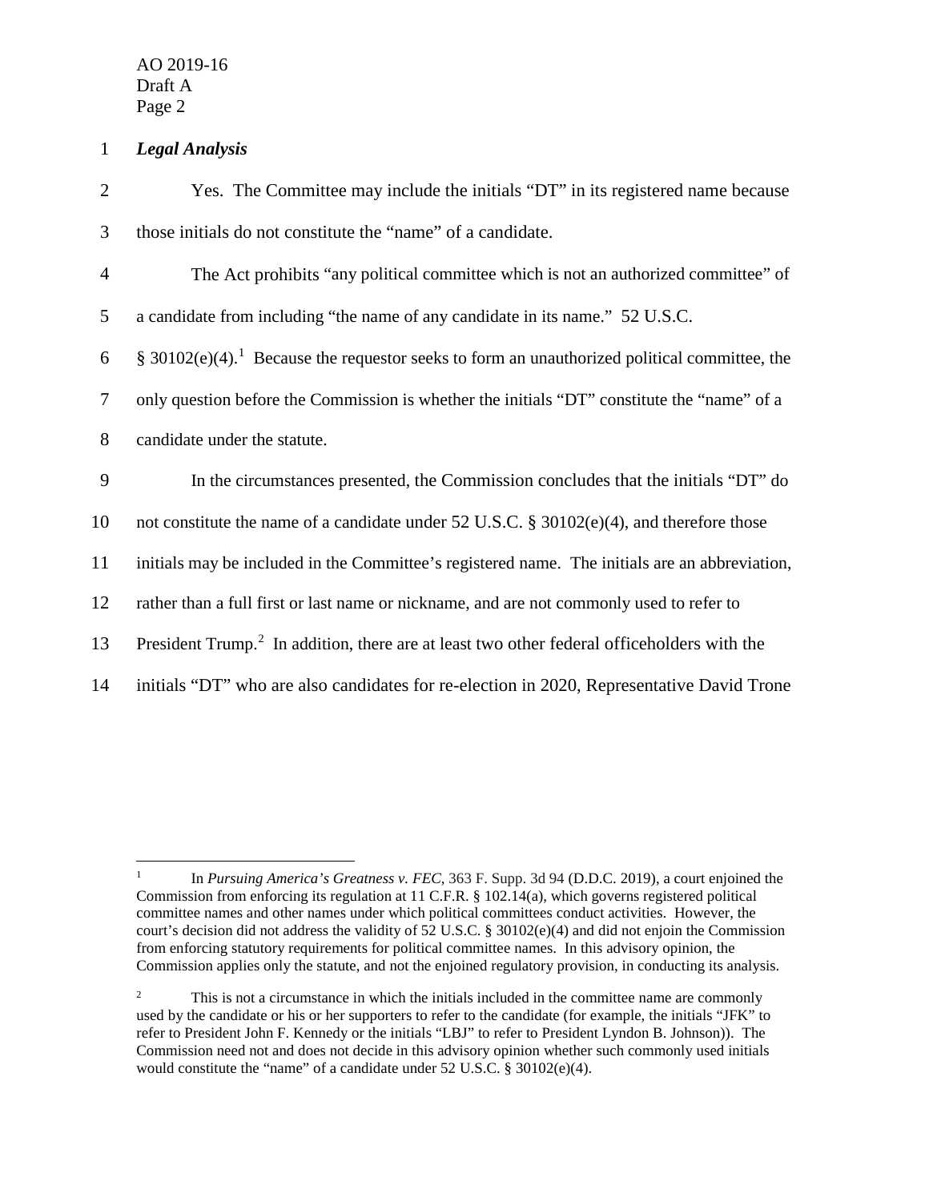***Legal Analysis***

Yes. The Committee may include the initials "DT" in its registered name because those initials do not constitute the "name" of a candidate.

The Act prohibits "any political committee which is not an authorized committee" of a candidate from including "the name of any candidate in its name." 52 U.S.C. § 30102(e)(4).[1] Because the requestor seeks to form an unauthorized political committee, the only question before the Commission is whether the initials "DT" constitute the "name" of a candidate under the statute.

In the circumstances presented, the Commission concludes that the initials "DT" do not constitute the name of a candidate under 52 U.S.C. § 30102(e)(4), and therefore those initials may be included in the Committee's registered name. The initials are an abbreviation, rather than a full first or last name or nickname, and are not commonly used to refer to President Trump.[2] In addition, there are at least two other federal officeholders with the initials "DT" who are also candidates for re-election in 2020, Representative David Trone

---

[1] In *Pursuing America's Greatness v. FEC*, 363 F. Supp. 3d 94 (D.D.C. 2019), a court enjoined the Commission from enforcing its regulation at 11 C.F.R. § 102.14(a), which governs registered political committee names and other names under which political committees conduct activities. However, the court's decision did not address the validity of 52 U.S.C. § 30102(e)(4) and did not enjoin the Commission from enforcing statutory requirements for political committee names. In this advisory opinion, the Commission applies only the statute, and not the enjoined regulatory provision, in conducting its analysis.

[2] This is not a circumstance in which the initials included in the committee name are commonly used by the candidate or his or her supporters to refer to the candidate (for example, the initials "JFK" to refer to President John F. Kennedy or the initials "LBJ" to refer to President Lyndon B. Johnson)). The Commission need not and does not decide in this advisory opinion whether such commonly used initials would constitute the "name" of a candidate under 52 U.S.C. § 30102(e)(4).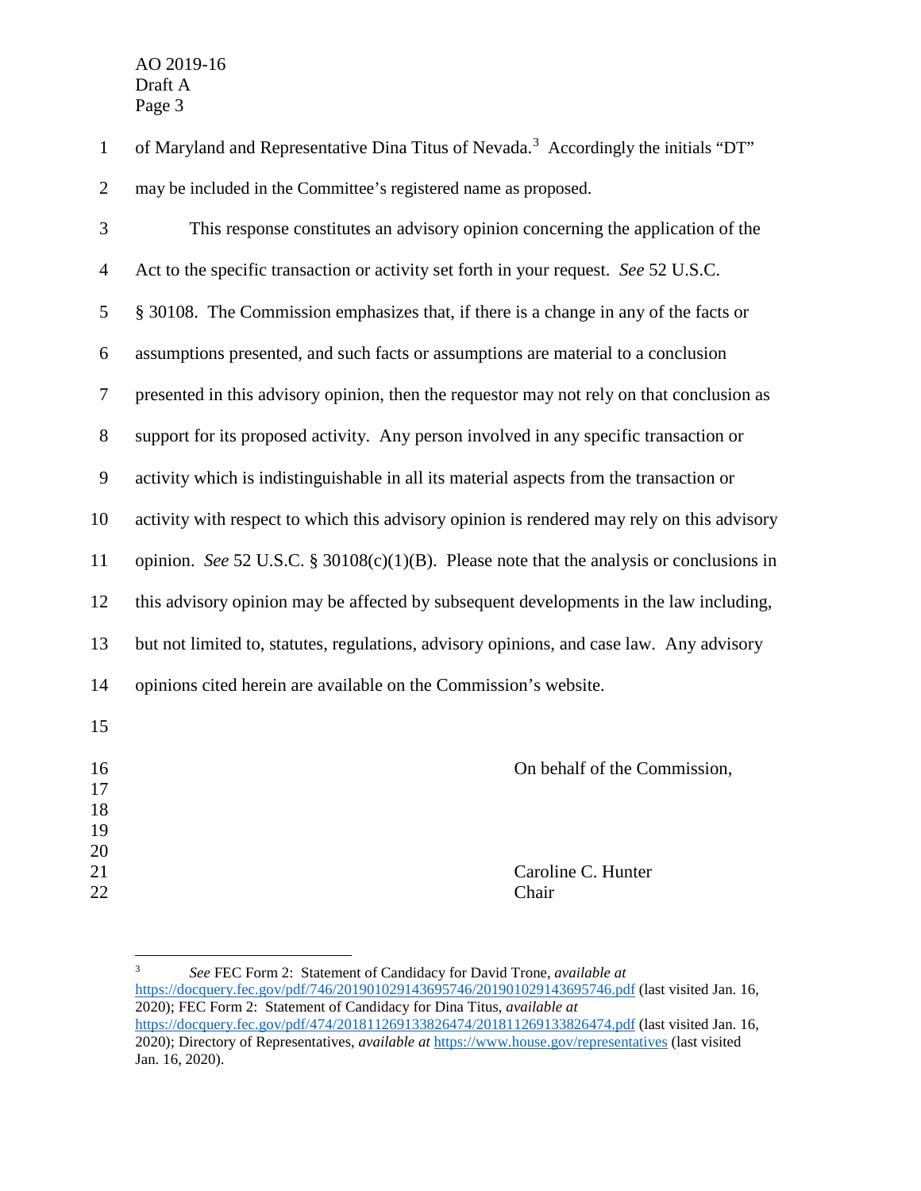of Maryland and Representative Dina Titus of Nevada.[3] Accordingly the initials "DT" may be included in the Committee's registered name as proposed.

This response constitutes an advisory opinion concerning the application of the Act to the specific transaction or activity set forth in your request. *See* 52 U.S.C. § 30108. The Commission emphasizes that, if there is a change in any of the facts or assumptions presented, and such facts or assumptions are material to a conclusion presented in this advisory opinion, then the requestor may not rely on that conclusion as support for its proposed activity. Any person involved in any specific transaction or activity which is indistinguishable in all its material aspects from the transaction or activity with respect to which this advisory opinion is rendered may rely on this advisory opinion. *See* 52 U.S.C. § 30108(c)(1)(B). Please note that the analysis or conclusions in this advisory opinion may be affected by subsequent developments in the law including, but not limited to, statutes, regulations, advisory opinions, and case law. Any advisory opinions cited herein are available on the Commission's website.

On behalf of the Commission,

Caroline C. Hunter
Chair

---

[3] *See* FEC Form 2: Statement of Candidacy for David Trone, *available at* https://docquery.fec.gov/pdf/746/201901029143695746/201901029143695746.pdf (last visited Jan. 16, 2020); FEC Form 2: Statement of Candidacy for Dina Titus, *available at* https://docquery.fec.gov/pdf/474/201811269133826474/201811269133826474.pdf (last visited Jan. 16, 2020); Directory of Representatives, *available at* https://www.house.gov/representatives (last visited Jan. 16, 2020).